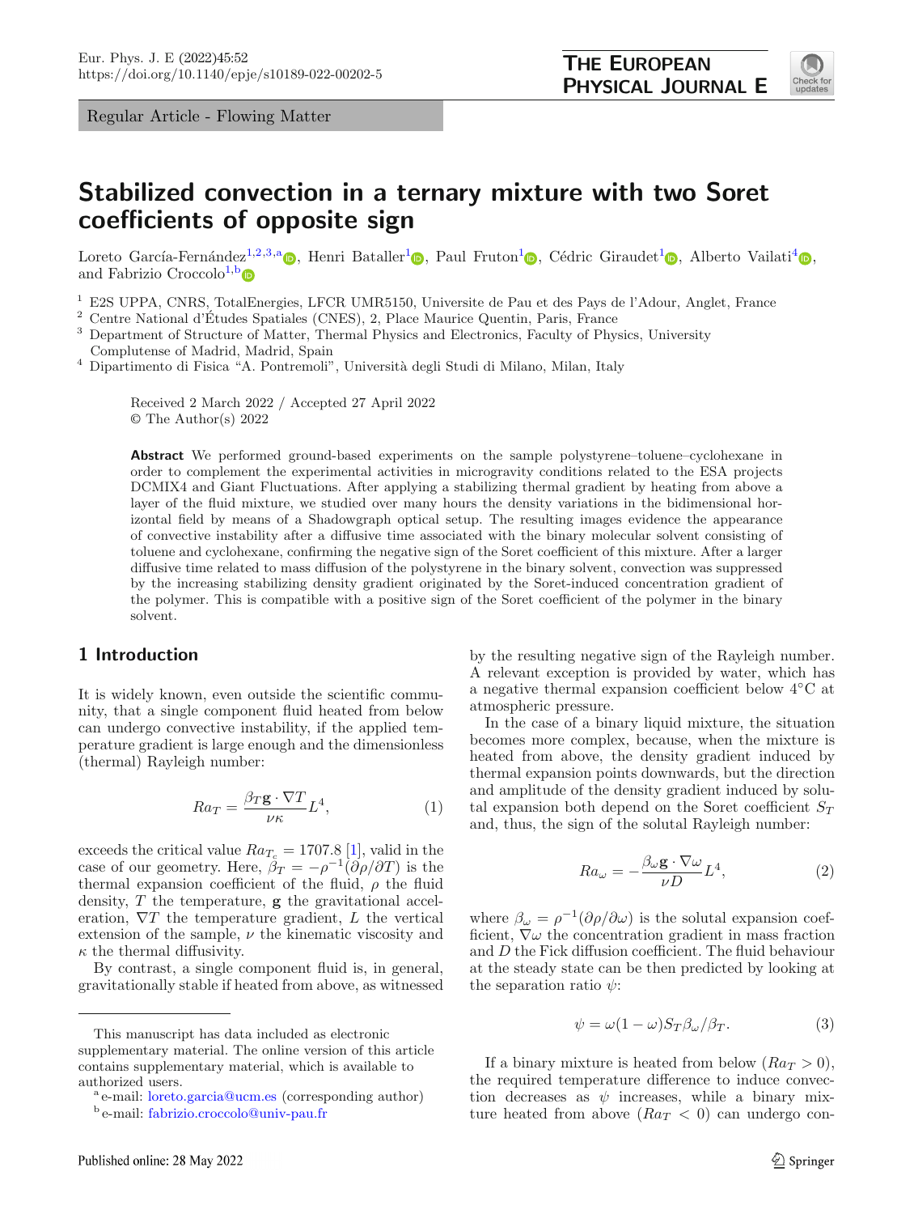Regular Article - Flowing Matter

# Stabilized convection in a ternary mixture with two Soret coefficients of opposite sign

Loreto García-Fernández[1,2,3,a], Henri Bataller[1], Paul Fruton[1], Cédric Giraudet[1], Alberto Vailati[4], and Fabrizio Croccolo[1,b]

[1] E2S UPPA, CNRS, TotalEnergies, LFCR UMR5150, Universite de Pau et des Pays de l'Adour, Anglet, France
[2] Centre National d'Études Spatiales (CNES), 2, Place Maurice Quentin, Paris, France
[3] Department of Structure of Matter, Thermal Physics and Electronics, Faculty of Physics, University Complutense of Madrid, Madrid, Spain
[4] Dipartimento di Fisica "A. Pontremoli", Università degli Studi di Milano, Milan, Italy

Received 2 March 2022 / Accepted 27 April 2022
© The Author(s) 2022

**Abstract** We performed ground-based experiments on the sample polystyrene–toluene–cyclohexane in order to complement the experimental activities in microgravity conditions related to the ESA projects DCMIX4 and Giant Fluctuations. After applying a stabilizing thermal gradient by heating from above a layer of the fluid mixture, we studied over many hours the density variations in the bidimensional horizontal field by means of a Shadowgraph optical setup. The resulting images evidence the appearance of convective instability after a diffusive time associated with the binary molecular solvent consisting of toluene and cyclohexane, confirming the negative sign of the Soret coefficient of this mixture. After a larger diffusive time related to mass diffusion of the polystyrene in the binary solvent, convection was suppressed by the increasing stabilizing density gradient originated by the Soret-induced concentration gradient of the polymer. This is compatible with a positive sign of the Soret coefficient of the polymer in the binary solvent.

## 1 Introduction

It is widely known, even outside the scientific community, that a single component fluid heated from below can undergo convective instability, if the applied temperature gradient is large enough and the dimensionless (thermal) Rayleigh number:

$$Ra_T = \frac{\beta_T \mathbf{g} \cdot \nabla T}{\nu \kappa} L^4, \tag{1}$$

exceeds the critical value $Ra_{T_c} = 1707.8$ [1], valid in the case of our geometry. Here, $\beta_T = -\rho^{-1}(\partial\rho/\partial T)$ is the thermal expansion coefficient of the fluid, $\rho$ the fluid density, $T$ the temperature, $\mathbf{g}$ the gravitational acceleration, $\nabla T$ the temperature gradient, $L$ the vertical extension of the sample, $\nu$ the kinematic viscosity and $\kappa$ the thermal diffusivity.

By contrast, a single component fluid is, in general, gravitationally stable if heated from above, as witnessed by the resulting negative sign of the Rayleigh number. A relevant exception is provided by water, which has a negative thermal expansion coefficient below 4°C at atmospheric pressure.

In the case of a binary liquid mixture, the situation becomes more complex, because, when the mixture is heated from above, the density gradient induced by thermal expansion points downwards, but the direction and amplitude of the density gradient induced by solutal expansion both depend on the Soret coefficient $S_T$ and, thus, the sign of the solutal Rayleigh number:

$$Ra_\omega = -\frac{\beta_\omega \mathbf{g} \cdot \nabla\omega}{\nu D} L^4, \tag{2}$$

where $\beta_\omega = \rho^{-1}(\partial\rho/\partial\omega)$ is the solutal expansion coefficient, $\nabla\omega$ the concentration gradient in mass fraction and $D$ the Fick diffusion coefficient. The fluid behaviour at the steady state can be then predicted by looking at the separation ratio $\psi$:

$$\psi = \omega(1-\omega) S_T \beta_\omega / \beta_T. \tag{3}$$

If a binary mixture is heated from below ($Ra_T > 0$), the required temperature difference to induce convection decreases as $\psi$ increases, while a binary mixture heated from above ($Ra_T < 0$) can undergo con-

This manuscript has data included as electronic supplementary material. The online version of this article contains supplementary material, which is available to authorized users.

[a] e-mail: loreto.garcia@ucm.es (corresponding author)
[b] e-mail: fabrizio.croccolo@univ-pau.fr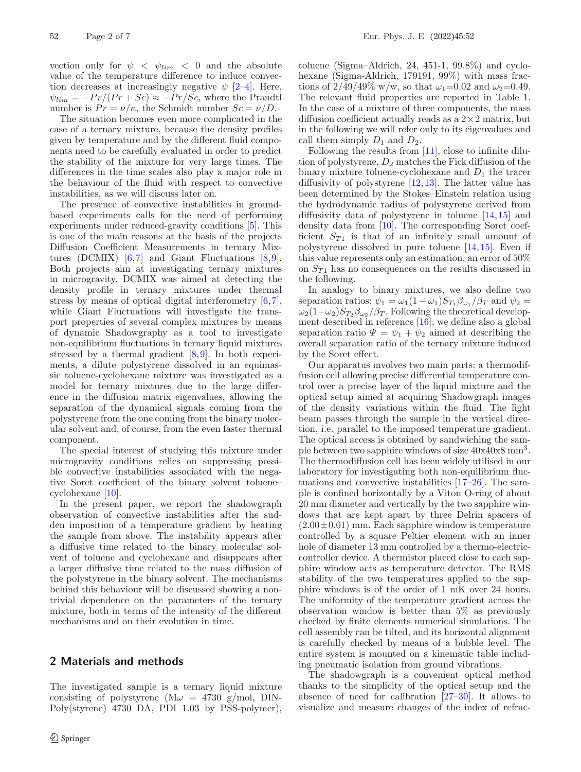vection only for $\psi < \psi_{lim} < 0$ and the absolute value of the temperature difference to induce convection decreases at increasingly negative $\psi$ [2–4]. Here, $\psi_{lim} = -Pr/(Pr + Sc) \approx -Pr/Sc$, where the Prandtl number is $Pr = \nu/\kappa$, the Schmidt number $Sc = \nu/D$.

The situation becomes even more complicated in the case of a ternary mixture, because the density profiles given by temperature and by the different fluid components need to be carefully evaluated in order to predict the stability of the mixture for very large times. The differences in the time scales also play a major role in the behaviour of the fluid with respect to convective instabilities, as we will discuss later on.

The presence of convective instabilities in ground-based experiments calls for the need of performing experiments under reduced-gravity conditions [5]. This is one of the main reasons at the basis of the projects Diffusion Coefficient Measurements in ternary Mixtures (DCMIX) [6,7] and Giant Fluctuations [8,9]. Both projects aim at investigating ternary mixtures in microgravity. DCMIX was aimed at detecting the density profile in ternary mixtures under thermal stress by means of optical digital interferometry [6,7], while Giant Fluctuations will investigate the transport properties of several complex mixtures by means of dynamic Shadowgraphy as a tool to investigate non-equilibrium fluctuations in ternary liquid mixtures stressed by a thermal gradient [8,9]. In both experiments, a dilute polystyrene dissolved in an equimassic toluene-cyclohexane mixture was investigated as a model for ternary mixtures due to the large difference in the diffusion matrix eigenvalues, allowing the separation of the dynamical signals coming from the polystyrene from the one coming from the binary molecular solvent and, of course, from the even faster thermal component.

The special interest of studying this mixture under microgravity conditions relies on suppressing possible convective instabilities associated with the negative Soret coefficient of the binary solvent toluene–cyclohexane [10].

In the present paper, we report the shadowgraph observation of convective instabilities after the sudden imposition of a temperature gradient by heating the sample from above. The instability appears after a diffusive time related to the binary molecular solvent of toluene and cyclohexane and disappears after a larger diffusive time related to the mass diffusion of the polystyrene in the binary solvent. The mechanisms behind this behaviour will be discussed showing a nontrivial dependence on the parameters of the ternary mixture, both in terms of the intensity of the different mechanisms and on their evolution in time.

## 2 Materials and methods

The investigated sample is a ternary liquid mixture consisting of polystyrene (M$\omega$ = 4730 g/mol, DIN-Poly(styrene) 4730 DA, PDI 1.03 by PSS-polymer), toluene (Sigma–Aldrich, 24, 451-1, 99.8%) and cyclohexane (Sigma-Aldrich, 179191, 99%) with mass fractions of 2/49/49% w/w, so that $\omega_1$=0.02 and $\omega_2$=0.49. The relevant fluid properties are reported in Table 1. In the case of a mixture of three components, the mass diffusion coefficient actually reads as a $2\times2$ matrix, but in the following we will refer only to its eigenvalues and call them simply $D_1$ and $D_2$.

Following the results from [11], close to infinite dilution of polystyrene, $D_2$ matches the Fick diffusion of the binary mixture toluene-cyclohexane and $D_1$ the tracer diffusivity of polystyrene [12,13]. The latter value has been determined by the Stokes–Einstein relation using the hydrodynamic radius of polystyrene derived from diffusivity data of polystyrene in toluene [14,15] and density data from [10]. The corresponding Soret coefficient $S_{T1}$ is that of an infinitely small amount of polystyrene dissolved in pure toluene [14,15]. Even if this value represents only an estimation, an error of 50% on $S_{T1}$ has no consequences on the results discussed in the following.

In analogy to binary mixtures, we also define two separation ratios: $\psi_1 = \omega_1(1-\omega_1)S_{T_1}\beta_{\omega_1}/\beta_T$ and $\psi_2 = \omega_2(1-\omega_2)S_{T_2}\beta_{\omega_2}/\beta_T$. Following the theoretical development described in reference [16], we define also a global separation ratio $\Psi = \psi_1 + \psi_2$ aimed at describing the overall separation ratio of the ternary mixture induced by the Soret effect.

Our apparatus involves two main parts: a thermodiffusion cell allowing precise differential temperature control over a precise layer of the liquid mixture and the optical setup aimed at acquiring Shadowgraph images of the density variations within the fluid. The light beam passes through the sample in the vertical direction, i.e. parallel to the imposed temperature gradient. The optical access is obtained by sandwiching the sample between two sapphire windows of size 40x40x8 mm$^3$. The thermodiffusion cell has been widely utilised in our laboratory for investigating both non-equilibrium fluctuations and convective instabilities [17–26]. The sample is confined horizontally by a Viton O-ring of about 20 mm diameter and vertically by the two sapphire windows that are kept apart by three Delrin spacers of $(2.00\pm0.01)$ mm. Each sapphire window is temperature controlled by a square Peltier element with an inner hole of diameter 13 mm controlled by a thermo-electric-controller device. A thermistor placed close to each sapphire window acts as temperature detector. The RMS stability of the two temperatures applied to the sapphire windows is of the order of 1 mK over 24 hours. The uniformity of the temperature gradient across the observation window is better than 5% as previously checked by finite elements numerical simulations. The cell assembly can be tilted, and its horizontal alignment is carefully checked by means of a bubble level. The entire system is mounted on a kinematic table including pneumatic isolation from ground vibrations.

The shadowgraph is a convenient optical method thanks to the simplicity of the optical setup and the absence of need for calibration [27–30]. It allows to visualize and measure changes of the index of refrac-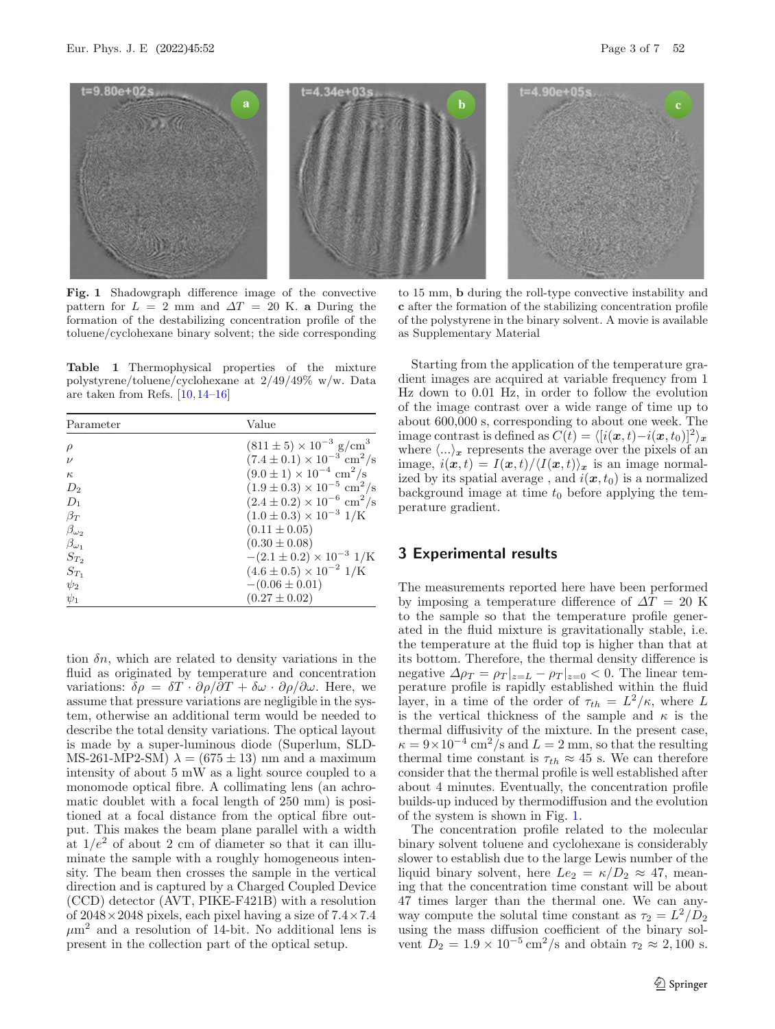Fig. 1 Shadowgraph difference image of the convective pattern for $L = 2$ mm and $\Delta T = 20$ K. **a** During the formation of the destabilizing concentration profile of the toluene/cyclohexane binary solvent; the side corresponding to 15 mm, **b** during the roll-type convective instability and **c** after the formation of the stabilizing concentration profile of the polystyrene in the binary solvent. A movie is available as Supplementary Material

**Table 1** Thermophysical properties of the mixture polystyrene/toluene/cyclohexane at 2/49/49% w/w. Data are taken from Refs. [10, 14–16]

| Parameter | Value |
|---|---|
| $\rho$ | $(811 \pm 5) \times 10^{-3}$ g/cm$^3$ |
| $\nu$ | $(7.4 \pm 0.1) \times 10^{-3}$ cm$^2$/s |
| $\kappa$ | $(9.0 \pm 1) \times 10^{-4}$ cm$^2$/s |
| $D_2$ | $(1.9 \pm 0.3) \times 10^{-5}$ cm$^2$/s |
| $D_1$ | $(2.4 \pm 0.2) \times 10^{-6}$ cm$^2$/s |
| $\beta_T$ | $(1.0 \pm 0.3) \times 10^{-3}$ 1/K |
| $\beta_{\omega_2}$ | $(0.11 \pm 0.05)$ |
| $\beta_{\omega_1}$ | $(0.30 \pm 0.08)$ |
| $S_{T_2}$ | $-(2.1 \pm 0.2) \times 10^{-3}$ 1/K |
| $S_{T_1}$ | $(4.6 \pm 0.5) \times 10^{-2}$ 1/K |
| $\psi_2$ | $-(0.06 \pm 0.01)$ |
| $\psi_1$ | $(0.27 \pm 0.02)$ |

tion $\delta n$, which are related to density variations in the fluid as originated by temperature and concentration variations: $\delta\rho = \delta T \cdot \partial\rho/\partial T + \delta\omega \cdot \partial\rho/\partial\omega$. Here, we assume that pressure variations are negligible in the system, otherwise an additional term would be needed to describe the total density variations. The optical layout is made by a super-luminous diode (Superlum, SLD-MS-261-MP2-SM) $\lambda = (675 \pm 13)$ nm and a maximum intensity of about 5 mW as a light source coupled to a monomode optical fibre. A collimating lens (an achromatic doublet with a focal length of 250 mm) is positioned at a focal distance from the optical fibre output. This makes the beam plane parallel with a width at $1/e^2$ of about 2 cm of diameter so that it can illuminate the sample with a roughly homogeneous intensity. The beam then crosses the sample in the vertical direction and is captured by a Charged Coupled Device (CCD) detector (AVT, PIKE-F421B) with a resolution of $2048 \times 2048$ pixels, each pixel having a size of $7.4 \times 7.4$ $\mu$m$^2$ and a resolution of 14-bit. No additional lens is present in the collection part of the optical setup.

Starting from the application of the temperature gradient images are acquired at variable frequency from 1 Hz down to 0.01 Hz, in order to follow the evolution of the image contrast over a wide range of time up to about 600,000 s, corresponding to about one week. The image contrast is defined as $C(t) = \langle [i(\boldsymbol{x},t) - i(\boldsymbol{x},t_0)]^2 \rangle_{\boldsymbol{x}}$ where $\langle ... \rangle_{\boldsymbol{x}}$ represents the average over the pixels of an image, $i(\boldsymbol{x},t) = I(\boldsymbol{x},t)/\langle I(\boldsymbol{x},t) \rangle_{\boldsymbol{x}}$ is an image normalized by its spatial average , and $i(\boldsymbol{x},t_0)$ is a normalized background image at time $t_0$ before applying the temperature gradient.

## 3 Experimental results

The measurements reported here have been performed by imposing a temperature difference of $\Delta T = 20$ K to the sample so that the temperature profile generated in the fluid mixture is gravitationally stable, i.e. the temperature at the fluid top is higher than that at its bottom. Therefore, the thermal density difference is negative $\Delta\rho_T = \rho_T|_{z=L} - \rho_T|_{z=0} < 0$. The linear temperature profile is rapidly established within the fluid layer, in a time of the order of $\tau_{th} = L^2/\kappa$, where $L$ is the vertical thickness of the sample and $\kappa$ is the thermal diffusivity of the mixture. In the present case, $\kappa = 9 \times 10^{-4}$ cm$^2$/s and $L = 2$ mm, so that the resulting thermal time constant is $\tau_{th} \approx 45$ s. We can therefore consider that the thermal profile is well established after about 4 minutes. Eventually, the concentration profile builds-up induced by thermodiffusion and the evolution of the system is shown in Fig. 1.

The concentration profile related to the molecular binary solvent toluene and cyclohexane is considerably slower to establish due to the large Lewis number of the liquid binary solvent, here $Le_2 = \kappa/D_2 \approx 47$, meaning that the concentration time constant will be about 47 times larger than the thermal one. We can anyway compute the solutal time constant as $\tau_2 = L^2/D_2$ using the mass diffusion coefficient of the binary solvent $D_2 = 1.9 \times 10^{-5}$ cm$^2$/s and obtain $\tau_2 \approx 2,100$ s.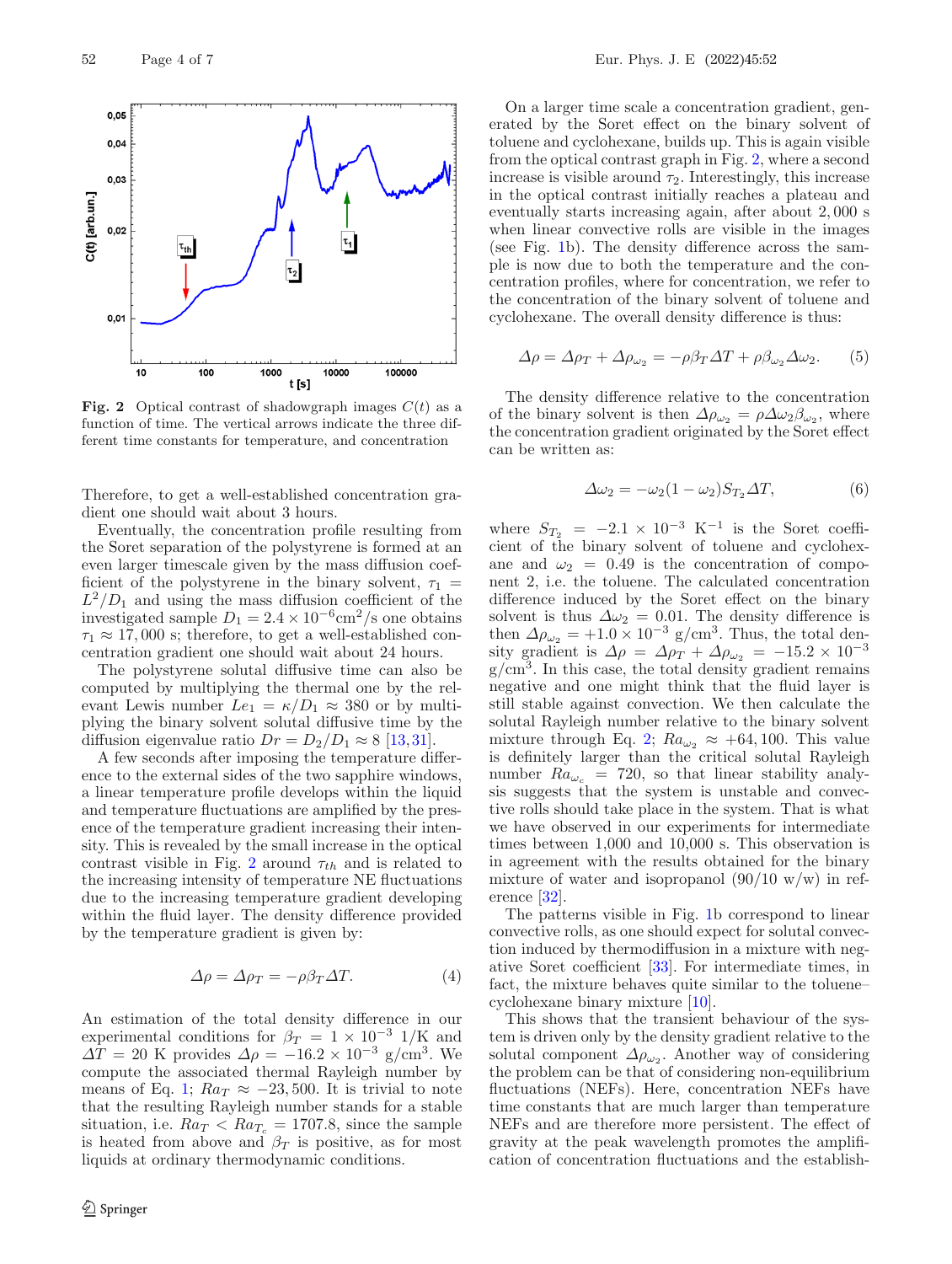**Fig. 2** Optical contrast of shadowgraph images $C(t)$ as a function of time. The vertical arrows indicate the three different time constants for temperature, and concentration

Therefore, to get a well-established concentration gradient one should wait about 3 hours.

Eventually, the concentration profile resulting from the Soret separation of the polystyrene is formed at an even larger timescale given by the mass diffusion coefficient of the polystyrene in the binary solvent, $\tau_1 = L^2/D_1$ and using the mass diffusion coefficient of the investigated sample $D_1 = 2.4 \times 10^{-6}\text{cm}^2/\text{s}$ one obtains $\tau_1 \approx 17,000$ s; therefore, to get a well-established concentration gradient one should wait about 24 hours.

The polystyrene solutal diffusive time can also be computed by multiplying the thermal one by the relevant Lewis number $Le_1 = \kappa/D_1 \approx 380$ or by multiplying the binary solvent solutal diffusive time by the diffusion eigenvalue ratio $Dr = D_2/D_1 \approx 8$ [13,31].

A few seconds after imposing the temperature difference to the external sides of the two sapphire windows, a linear temperature profile develops within the liquid and temperature fluctuations are amplified by the presence of the temperature gradient increasing their intensity. This is revealed by the small increase in the optical contrast visible in Fig. 2 around $\tau_{th}$ and is related to the increasing intensity of temperature NE fluctuations due to the increasing temperature gradient developing within the fluid layer. The density difference provided by the temperature gradient is given by:

$$\Delta\rho = \Delta\rho_T = -\rho\beta_T\Delta T. \tag{4}$$

An estimation of the total density difference in our experimental conditions for $\beta_T = 1 \times 10^{-3}$ 1/K and $\Delta T = 20$ K provides $\Delta\rho = -16.2 \times 10^{-3}$ g/cm$^3$. We compute the associated thermal Rayleigh number by means of Eq. 1; $Ra_T \approx -23,500$. It is trivial to note that the resulting Rayleigh number stands for a stable situation, i.e. $Ra_T < Ra_{T_c} = 1707.8$, since the sample is heated from above and $\beta_T$ is positive, as for most liquids at ordinary thermodynamic conditions.

On a larger time scale a concentration gradient, generated by the Soret effect on the binary solvent of toluene and cyclohexane, builds up. This is again visible from the optical contrast graph in Fig. 2, where a second increase is visible around $\tau_2$. Interestingly, this increase in the optical contrast initially reaches a plateau and eventually starts increasing again, after about 2,000 s when linear convective rolls are visible in the images (see Fig. 1b). The density difference across the sample is now due to both the temperature and the concentration profiles, where for concentration, we refer to the concentration of the binary solvent of toluene and cyclohexane. The overall density difference is thus:

$$\Delta\rho = \Delta\rho_T + \Delta\rho_{\omega_2} = -\rho\beta_T\Delta T + \rho\beta_{\omega_2}\Delta\omega_2. \tag{5}$$

The density difference relative to the concentration of the binary solvent is then $\Delta\rho_{\omega_2} = \rho\Delta\omega_2\beta_{\omega_2}$, where the concentration gradient originated by the Soret effect can be written as:

$$\Delta\omega_2 = -\omega_2(1-\omega_2)S_{T_2}\Delta T, \tag{6}$$

where $S_{T_2} = -2.1 \times 10^{-3}$ K$^{-1}$ is the Soret coefficient of the binary solvent of toluene and cyclohexane and $\omega_2 = 0.49$ is the concentration of component 2, i.e. the toluene. The calculated concentration difference induced by the Soret effect on the binary solvent is thus $\Delta\omega_2 = 0.01$. The density difference is then $\Delta\rho_{\omega_2} = +1.0 \times 10^{-3}$ g/cm$^3$. Thus, the total density gradient is $\Delta\rho = \Delta\rho_T + \Delta\rho_{\omega_2} = -15.2 \times 10^{-3}$ g/cm$^3$. In this case, the total density gradient remains negative and one might think that the fluid layer is still stable against convection. We then calculate the solutal Rayleigh number relative to the binary solvent mixture through Eq. 2; $Ra_{\omega_2} \approx +64,100$. This value is definitely larger than the critical solutal Rayleigh number $Ra_{\omega_c} = 720$, so that linear stability analysis suggests that the system is unstable and convective rolls should take place in the system. That is what we have observed in our experiments for intermediate times between 1,000 and 10,000 s. This observation is in agreement with the results obtained for the binary mixture of water and isopropanol (90/10 w/w) in reference [32].

The patterns visible in Fig. 1b correspond to linear convective rolls, as one should expect for solutal convection induced by thermodiffusion in a mixture with negative Soret coefficient [33]. For intermediate times, in fact, the mixture behaves quite similar to the toluene–cyclohexane binary mixture [10].

This shows that the transient behaviour of the system is driven only by the density gradient relative to the solutal component $\Delta\rho_{\omega_2}$. Another way of considering the problem can be that of considering non-equilibrium fluctuations (NEFs). Here, concentration NEFs have time constants that are much larger than temperature NEFs and are therefore more persistent. The effect of gravity at the peak wavelength promotes the amplification of concentration fluctuations and the establish-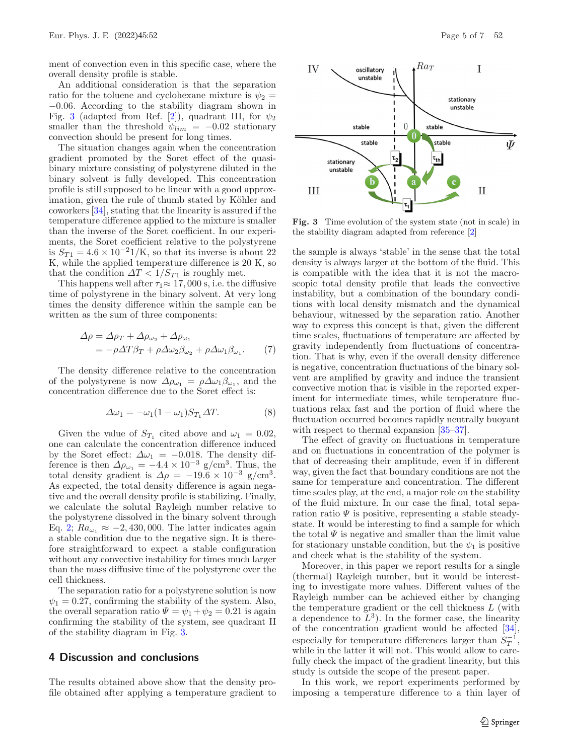ment of convection even in this specific case, where the overall density profile is stable.

An additional consideration is that the separation ratio for the toluene and cyclohexane mixture is $\psi_2 = -0.06$. According to the stability diagram shown in Fig. 3 (adapted from Ref. [2]), quadrant III, for $\psi_2$ smaller than the threshold $\psi_{lim} = -0.02$ stationary convection should be present for long times.

The situation changes again when the concentration gradient promoted by the Soret effect of the quasi-binary mixture consisting of polystyrene diluted in the binary solvent is fully developed. This concentration profile is still supposed to be linear with a good approximation, given the rule of thumb stated by Köhler and coworkers [34], stating that the linearity is assured if the temperature difference applied to the mixture is smaller than the inverse of the Soret coefficient. In our experiments, the Soret coefficient relative to the polystyrene is $S_{T1} = 4.6 \times 10^{-2}$1/K, so that its inverse is about 22 K, while the applied temperature difference is 20 K, so that the condition $\Delta T < 1/S_{T1}$ is roughly met.

This happens well after $\tau_1 \approx 17,000$ s, i.e. the diffusive time of polystyrene in the binary solvent. At very long times the density difference within the sample can be written as the sum of three components:

$$\begin{aligned}\Delta\rho &= \Delta\rho_T + \Delta\rho_{\omega_2} + \Delta\rho_{\omega_1} \\ &= -\rho\Delta T\beta_T + \rho\Delta\omega_2\beta_{\omega_2} + \rho\Delta\omega_1\beta_{\omega_1}. \end{aligned} \quad (7)$$

The density difference relative to the concentration of the polystyrene is now $\Delta\rho_{\omega_1} = \rho\Delta\omega_1\beta_{\omega_1}$, and the concentration difference due to the Soret effect is:

$$\Delta\omega_1 = -\omega_1(1-\omega_1)S_{T_1}\Delta T. \quad (8)$$

Given the value of $S_{T_1}$ cited above and $\omega_1 = 0.02$, one can calculate the concentration difference induced by the Soret effect: $\Delta\omega_1 = -0.018$. The density difference is then $\Delta\rho_{\omega_1} = -4.4 \times 10^{-3}$ g/cm$^3$. Thus, the total density gradient is $\Delta\rho = -19.6 \times 10^{-3}$ g/cm$^3$. As expected, the total density difference is again negative and the overall density profile is stabilizing. Finally, we calculate the solutal Rayleigh number relative to the polystyrene dissolved in the binary solvent through Eq. 2; $Ra_{\omega_1} \approx -2,430,000$. The latter indicates again a stable condition due to the negative sign. It is therefore straightforward to expect a stable configuration without any convective instability for times much larger than the mass diffusive time of the polystyrene over the cell thickness.

The separation ratio for a polystyrene solution is now $\psi_1 = 0.27$, confirming the stability of the system. Also, the overall separation ratio $\Psi = \psi_1 + \psi_2 = 0.21$ is again confirming the stability of the system, see quadrant II of the stability diagram in Fig. 3.

## 4 Discussion and conclusions

The results obtained above show that the density profile obtained after applying a temperature gradient to the sample is always 'stable' in the sense that the total density is always larger at the bottom of the fluid. This is compatible with the idea that it is not the macroscopic total density profile that leads the convective instability, but a combination of the boundary conditions with local density mismatch and the dynamical behaviour, witnessed by the separation ratio. Another way to express this concept is that, given the different time scales, fluctuations of temperature are affected by gravity independently from fluctuations of concentration. That is why, even if the overall density difference is negative, concentration fluctuations of the binary solvent are amplified by gravity and induce the transient convective motion that is visible in the reported experiment for intermediate times, while temperature fluctuations relax fast and the portion of fluid where the fluctuation occurred becomes rapidly neutrally buoyant with respect to thermal expansion [35–37].

IV
oscillatory unstable
$Ra_T$
I
stationary unstable
stable
0
stable
stable
stable
$\Psi$
stationary unstable
$\tau_2$
$\tau_{th}$
III
b
a
c
II
$\tau_1$

Fig. 3 Time evolution of the system state (not in scale) in the stability diagram adapted from reference [2]

The effect of gravity on fluctuations in temperature and on fluctuations in concentration of the polymer is that of decreasing their amplitude, even if in different way, given the fact that boundary conditions are not the same for temperature and concentration. The different time scales play, at the end, a major role on the stability of the fluid mixture. In our case the final, total separation ratio $\Psi$ is positive, representing a stable steady-state. It would be interesting to find a sample for which the total $\Psi$ is negative and smaller than the limit value for stationary unstable condition, but the $\psi_1$ is positive and check what is the stability of the system.

Moreover, in this paper we report results for a single (thermal) Rayleigh number, but it would be interesting to investigate more values. Different values of the Rayleigh number can be achieved either by changing the temperature gradient or the cell thickness $L$ (with a dependence to $L^3$). In the former case, the linearity of the concentration gradient would be affected [34], especially for temperature differences larger than $S_T^{-1}$, while in the latter it will not. This would allow to carefully check the impact of the gradient linearity, but this study is outside the scope of the present paper.

In this work, we report experiments performed by imposing a temperature difference to a thin layer of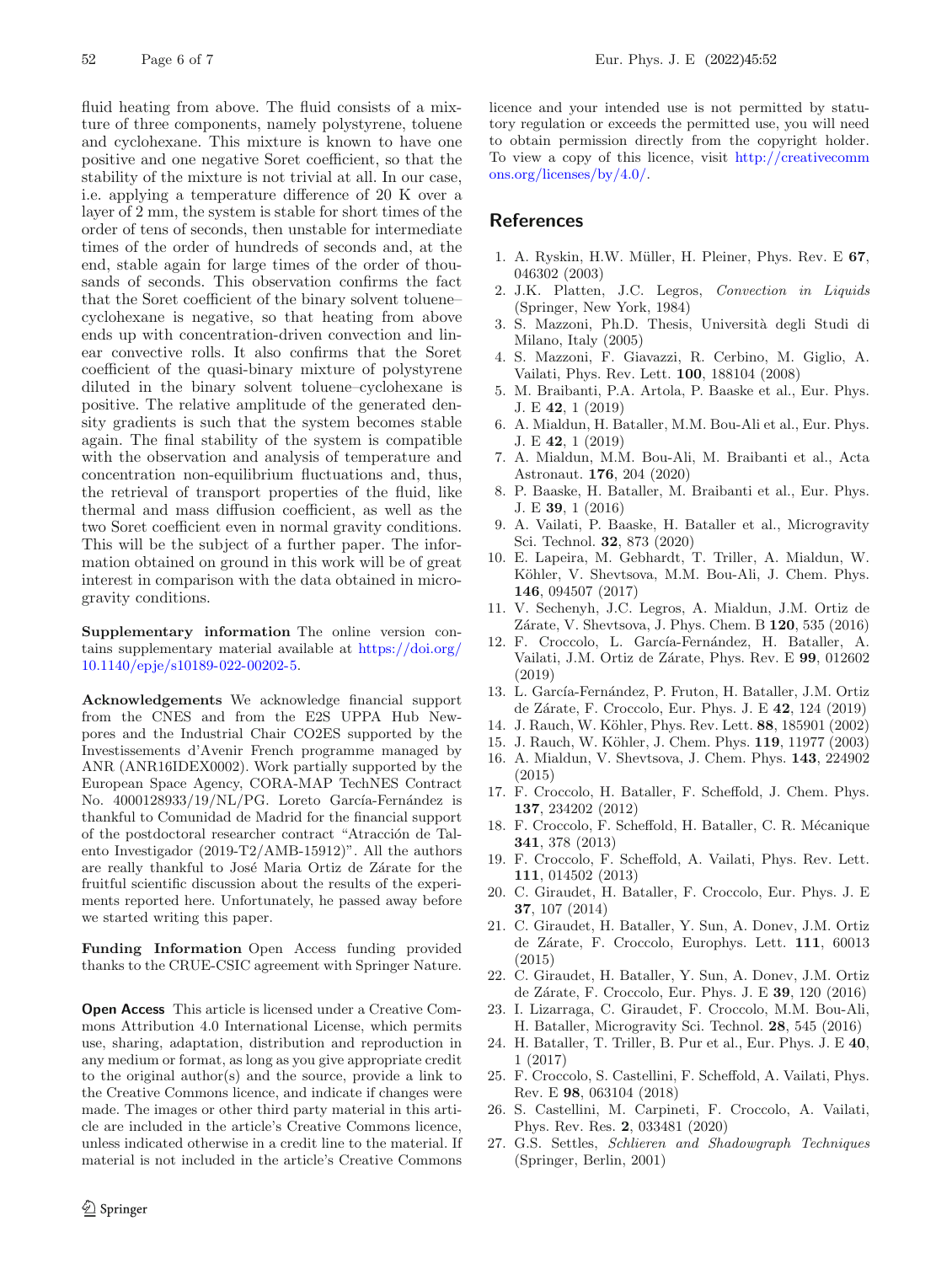fluid heating from above. The fluid consists of a mixture of three components, namely polystyrene, toluene and cyclohexane. This mixture is known to have one positive and one negative Soret coefficient, so that the stability of the mixture is not trivial at all. In our case, i.e. applying a temperature difference of 20 K over a layer of 2 mm, the system is stable for short times of the order of tens of seconds, then unstable for intermediate times of the order of hundreds of seconds and, at the end, stable again for large times of the order of thousands of seconds. This observation confirms the fact that the Soret coefficient of the binary solvent toluene–cyclohexane is negative, so that heating from above ends up with concentration-driven convection and linear convective rolls. It also confirms that the Soret coefficient of the quasi-binary mixture of polystyrene diluted in the binary solvent toluene–cyclohexane is positive. The relative amplitude of the generated density gradients is such that the system becomes stable again. The final stability of the system is compatible with the observation and analysis of temperature and concentration non-equilibrium fluctuations and, thus, the retrieval of transport properties of the fluid, like thermal and mass diffusion coefficient, as well as the two Soret coefficient even in normal gravity conditions. This will be the subject of a further paper. The information obtained on ground in this work will be of great interest in comparison with the data obtained in microgravity conditions.

**Supplementary information** The online version contains supplementary material available at https://doi.org/10.1140/epje/s10189-022-00202-5.

**Acknowledgements** We acknowledge financial support from the CNES and from the E2S UPPA Hub Newpores and the Industrial Chair CO2ES supported by the Investissements d'Avenir French programme managed by ANR (ANR16IDEX0002). Work partially supported by the European Space Agency, CORA-MAP TechNES Contract No. 4000128933/19/NL/PG. Loreto García-Fernández is thankful to Comunidad de Madrid for the financial support of the postdoctoral researcher contract "Atracción de Talento Investigador (2019-T2/AMB-15912)". All the authors are really thankful to José Maria Ortiz de Zárate for the fruitful scientific discussion about the results of the experiments reported here. Unfortunately, he passed away before we started writing this paper.

**Funding Information** Open Access funding provided thanks to the CRUE-CSIC agreement with Springer Nature.

**Open Access** This article is licensed under a Creative Commons Attribution 4.0 International License, which permits use, sharing, adaptation, distribution and reproduction in any medium or format, as long as you give appropriate credit to the original author(s) and the source, provide a link to the Creative Commons licence, and indicate if changes were made. The images or other third party material in this article are included in the article's Creative Commons licence, unless indicated otherwise in a credit line to the material. If material is not included in the article's Creative Commons licence and your intended use is not permitted by statutory regulation or exceeds the permitted use, you will need to obtain permission directly from the copyright holder. To view a copy of this licence, visit http://creativecommons.org/licenses/by/4.0/.

## References

1. A. Ryskin, H.W. Müller, H. Pleiner, Phys. Rev. E **67**, 046302 (2003)
2. J.K. Platten, J.C. Legros, *Convection in Liquids* (Springer, New York, 1984)
3. S. Mazzoni, Ph.D. Thesis, Università degli Studi di Milano, Italy (2005)
4. S. Mazzoni, F. Giavazzi, R. Cerbino, M. Giglio, A. Vailati, Phys. Rev. Lett. **100**, 188104 (2008)
5. M. Braibanti, P.A. Artola, P. Baaske et al., Eur. Phys. J. E **42**, 1 (2019)
6. A. Mialdun, H. Bataller, M.M. Bou-Ali et al., Eur. Phys. J. E **42**, 1 (2019)
7. A. Mialdun, M.M. Bou-Ali, M. Braibanti et al., Acta Astronaut. **176**, 204 (2020)
8. P. Baaske, H. Bataller, M. Braibanti et al., Eur. Phys. J. E **39**, 1 (2016)
9. A. Vailati, P. Baaske, H. Bataller et al., Microgravity Sci. Technol. **32**, 873 (2020)
10. E. Lapeira, M. Gebhardt, T. Triller, A. Mialdun, W. Köhler, V. Shevtsova, M.M. Bou-Ali, J. Chem. Phys. **146**, 094507 (2017)
11. V. Sechenyh, J.C. Legros, A. Mialdun, J.M. Ortiz de Zárate, V. Shevtsova, J. Phys. Chem. B **120**, 535 (2016)
12. F. Croccolo, L. García-Fernández, H. Bataller, A. Vailati, J.M. Ortiz de Zárate, Phys. Rev. E **99**, 012602 (2019)
13. L. García-Fernández, P. Fruton, H. Bataller, J.M. Ortiz de Zárate, F. Croccolo, Eur. Phys. J. E **42**, 124 (2019)
14. J. Rauch, W. Köhler, Phys. Rev. Lett. **88**, 185901 (2002)
15. J. Rauch, W. Köhler, J. Chem. Phys. **119**, 11977 (2003)
16. A. Mialdun, V. Shevtsova, J. Chem. Phys. **143**, 224902 (2015)
17. F. Croccolo, H. Bataller, F. Scheffold, J. Chem. Phys. **137**, 234202 (2012)
18. F. Croccolo, F. Scheffold, H. Bataller, C. R. Mécanique **341**, 378 (2013)
19. F. Croccolo, F. Scheffold, A. Vailati, Phys. Rev. Lett. **111**, 014502 (2013)
20. C. Giraudet, H. Bataller, F. Croccolo, Eur. Phys. J. E **37**, 107 (2014)
21. C. Giraudet, H. Bataller, Y. Sun, A. Donev, J.M. Ortiz de Zárate, F. Croccolo, Europhys. Lett. **111**, 60013 (2015)
22. C. Giraudet, H. Bataller, Y. Sun, A. Donev, J.M. Ortiz de Zárate, F. Croccolo, Eur. Phys. J. E **39**, 120 (2016)
23. I. Lizarraga, C. Giraudet, F. Croccolo, M.M. Bou-Ali, H. Bataller, Microgravity Sci. Technol. **28**, 545 (2016)
24. H. Bataller, T. Triller, B. Pur et al., Eur. Phys. J. E **40**, 1 (2017)
25. F. Croccolo, S. Castellini, F. Scheffold, A. Vailati, Phys. Rev. E **98**, 063104 (2018)
26. S. Castellini, M. Carpineti, F. Croccolo, A. Vailati, Phys. Rev. Res. **2**, 033481 (2020)
27. G.S. Settles, *Schlieren and Shadowgraph Techniques* (Springer, Berlin, 2001)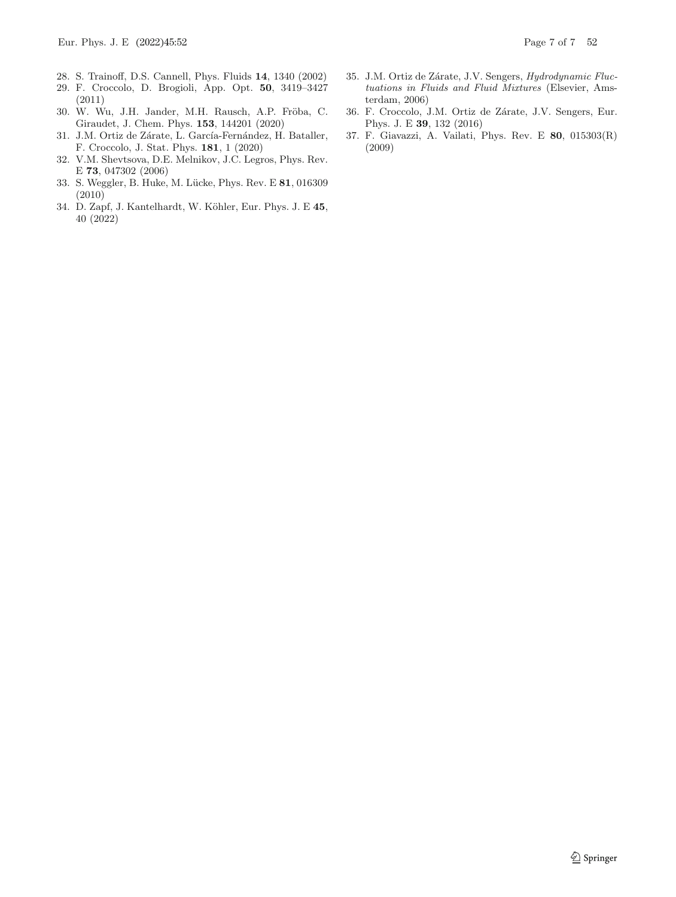28. S. Trainoff, D.S. Cannell, Phys. Fluids **14**, 1340 (2002)
29. F. Croccolo, D. Brogioli, App. Opt. **50**, 3419–3427 (2011)
30. W. Wu, J.H. Jander, M.H. Rausch, A.P. Fröba, C. Giraudet, J. Chem. Phys. **153**, 144201 (2020)
31. J.M. Ortiz de Zárate, L. García-Fernández, H. Bataller, F. Croccolo, J. Stat. Phys. **181**, 1 (2020)
32. V.M. Shevtsova, D.E. Melnikov, J.C. Legros, Phys. Rev. E **73**, 047302 (2006)
33. S. Weggler, B. Huke, M. Lücke, Phys. Rev. E **81**, 016309 (2010)
34. D. Zapf, J. Kantelhardt, W. Köhler, Eur. Phys. J. E **45**, 40 (2022)
35. J.M. Ortiz de Zárate, J.V. Sengers, *Hydrodynamic Fluctuations in Fluids and Fluid Mixtures* (Elsevier, Amsterdam, 2006)
36. F. Croccolo, J.M. Ortiz de Zárate, J.V. Sengers, Eur. Phys. J. E **39**, 132 (2016)
37. F. Giavazzi, A. Vailati, Phys. Rev. E **80**, 015303(R) (2009)